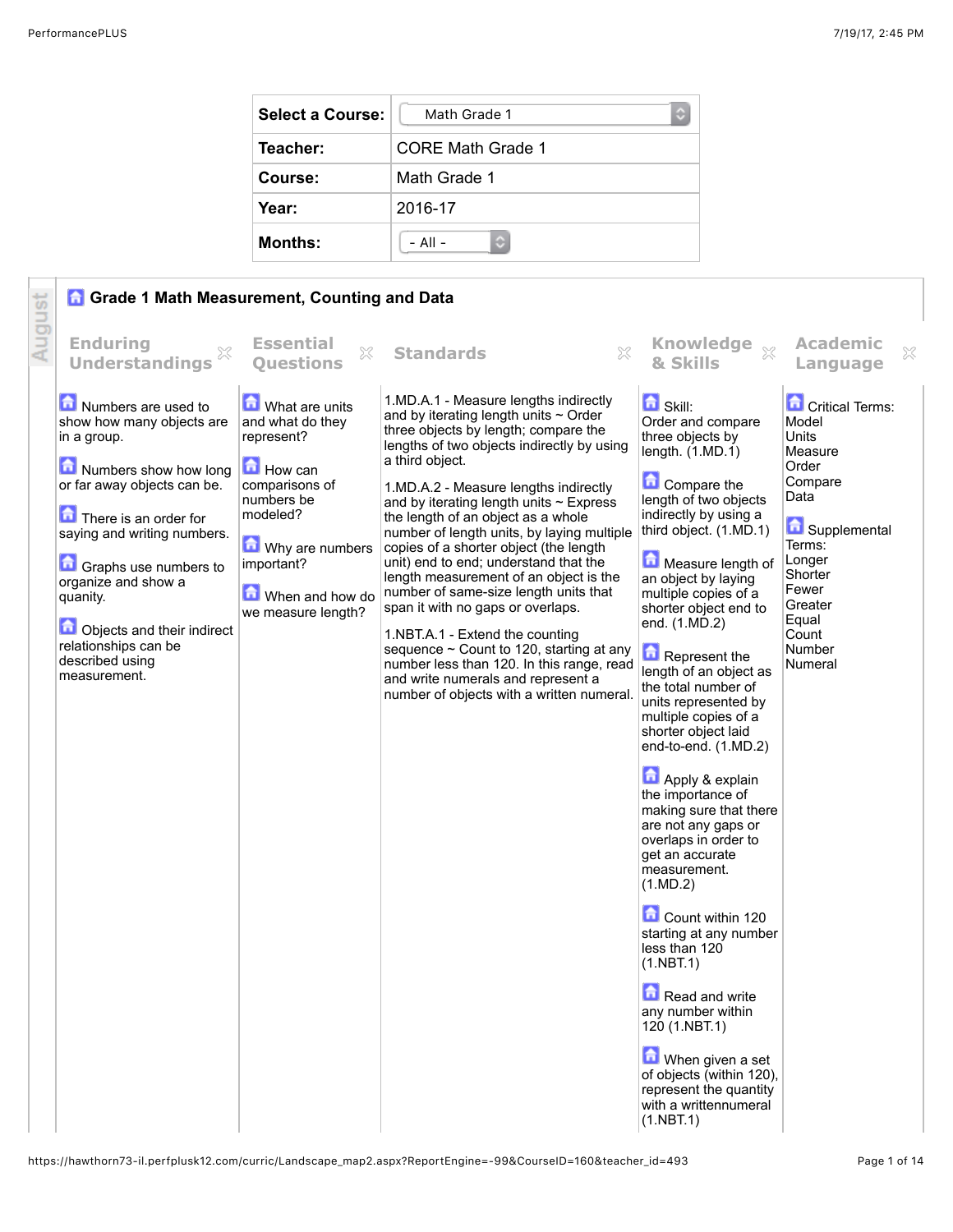| Select a Course: | Math Grade 1 |
| --- | --- |
| Teacher: | CORE Math Grade 1 |
| Course: | Math Grade 1 |
| Year: | 2016-17 |
| Months: | - All - |

August

## Grade 1 Math Measurement, Counting and Data

| Enduring Understandings | Essential Questions | Standards | Knowledge & Skills | Academic Language |
| --- | --- | --- | --- | --- |
| Numbers are used to show how many objects are in a group.<br><br>Numbers show how long or far away objects can be.<br><br>There is an order for saying and writing numbers.<br><br>Graphs use numbers to organize and show a quanity.<br><br>Objects and their indirect relationships can be described using measurement. | What are units and what do they represent?<br><br>How can comparisons of numbers be modeled?<br><br>Why are numbers important?<br><br>When and how do we measure length? | 1.MD.A.1 - Measure lengths indirectly and by iterating length units ~ Order three objects by length; compare the lengths of two objects indirectly by using a third object.<br><br>1.MD.A.2 - Measure lengths indirectly and by iterating length units ~ Express the length of an object as a whole number of length units, by laying multiple copies of a shorter object (the length unit) end to end; understand that the length measurement of an object is the number of same-size length units that span it with no gaps or overlaps.<br><br>1.NBT.A.1 - Extend the counting sequence ~ Count to 120, starting at any number less than 120. In this range, read and write numerals and represent a number of objects with a written numeral. | Skill:<br>Order and compare three objects by length. (1.MD.1)<br><br>Compare the length of two objects indirectly by using a third object. (1.MD.1)<br><br>Measure length of an object by laying multiple copies of a shorter object end to end. (1.MD.2)<br><br>Represent the length of an object as the total number of units represented by multiple copies of a shorter object laid end-to-end. (1.MD.2)<br><br>Apply & explain the importance of making sure that there are not any gaps or overlaps in order to get an accurate measurement. (1.MD.2)<br><br>Count within 120 starting at any number less than 120 (1.NBT.1)<br><br>Read and write any number within 120 (1.NBT.1)<br><br>When given a set of objects (within 120), represent the quantity with a writtennumeral (1.NBT.1) | Critical Terms:<br>Model<br>Units<br>Measure<br>Order<br>Compare<br>Data<br><br>Supplemental Terms:<br>Longer<br>Shorter<br>Fewer<br>Greater<br>Equal<br>Count<br>Number<br>Numeral |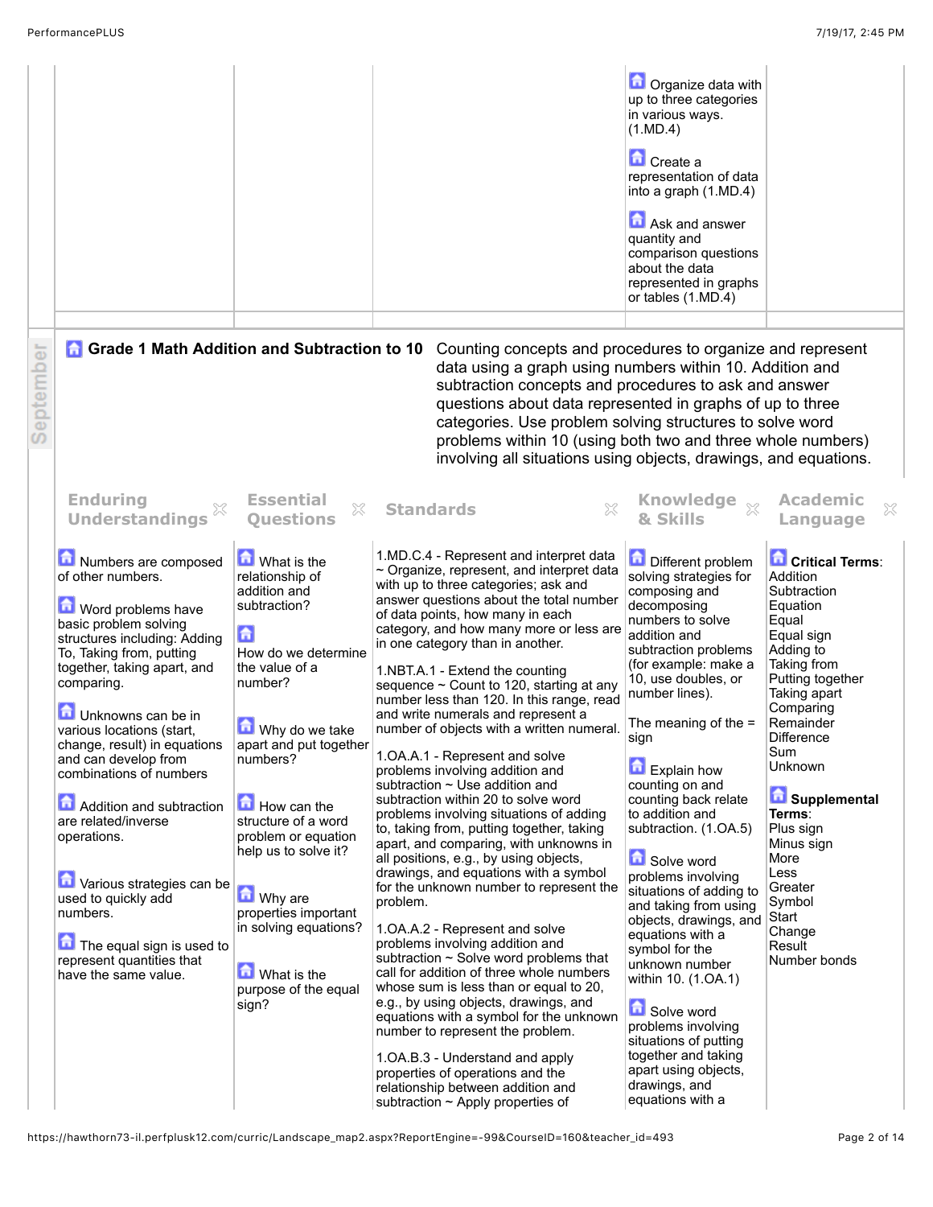| | | | | |
|---|---|---|---|---|
| | | | Organize data with up to three categories in various ways. (1.MD.4)<br><br>Create a representation of data into a graph (1.MD.4)<br><br>Ask and answer quantity and comparison questions about the data represented in graphs or tables (1.MD.4) | |

September

## Grade 1 Math Addition and Subtraction to 10

Counting concepts and procedures to organize and represent data using a graph using numbers within 10. Addition and subtraction concepts and procedures to ask and answer questions about data represented in graphs of up to three categories. Use problem solving structures to solve word problems within 10 (using both two and three whole numbers) involving all situations using objects, drawings, and equations.

| Enduring Understandings | Essential Questions | Standards | Knowledge & Skills | Academic Language |
|---|---|---|---|---|
| Numbers are composed of other numbers.<br><br>Word problems have basic problem solving structures including: Adding To, Taking from, putting together, taking apart, and comparing.<br><br>Unknowns can be in various locations (start, change, result) in equations and can develop from combinations of numbers<br><br>Addition and subtraction are related/inverse operations.<br><br>Various strategies can be used to quickly add numbers.<br><br>The equal sign is used to represent quantities that have the same value. | What is the relationship of addition and subtraction?<br><br>How do we determine the value of a number?<br><br>Why do we take apart and put together numbers?<br><br>How can the structure of a word problem or equation help us to solve it?<br><br>Why are properties important in solving equations?<br><br>What is the purpose of the equal sign? | 1.MD.C.4 - Represent and interpret data ~ Organize, represent, and interpret data with up to three categories; ask and answer questions about the total number of data points, how many in each category, and how many more or less are in one category than in another.<br><br>1.NBT.A.1 - Extend the counting sequence ~ Count to 120, starting at any number less than 120. In this range, read and write numerals and represent a number of objects with a written numeral.<br><br>1.OA.A.1 - Represent and solve problems involving addition and subtraction ~ Use addition and subtraction within 20 to solve word problems involving situations of adding to, taking from, putting together, taking apart, and comparing, with unknowns in all positions, e.g., by using objects, drawings, and equations with a symbol for the unknown number to represent the problem.<br><br>1.OA.A.2 - Represent and solve problems involving addition and subtraction ~ Solve word problems that call for addition of three whole numbers whose sum is less than or equal to 20, e.g., by using objects, drawings, and equations with a symbol for the unknown number to represent the problem.<br><br>1.OA.B.3 - Understand and apply properties of operations and the relationship between addition and subtraction ~ Apply properties of | Different problem solving strategies for composing and decomposing numbers to solve addition and subtraction problems (for example: make a 10, use doubles, or number lines).<br><br>The meaning of the = sign<br><br>Explain how counting on and counting back relate to addition and subtraction. (1.OA.5)<br><br>Solve word problems involving situations of adding to and taking from using objects, drawings, and equations with a symbol for the unknown number within 10. (1.OA.1)<br><br>Solve word problems involving situations of putting together and taking apart using objects, drawings, and equations with a | **Critical Terms**:<br>Addition<br>Subtraction<br>Equation<br>Equal<br>Equal sign<br>Adding to<br>Taking from<br>Putting together<br>Taking apart<br>Comparing<br>Remainder<br>Difference<br>Sum<br>Unknown<br><br>**Supplemental Terms**:<br>Plus sign<br>Minus sign<br>More<br>Less<br>Greater<br>Symbol<br>Start<br>Change<br>Result<br>Number bonds |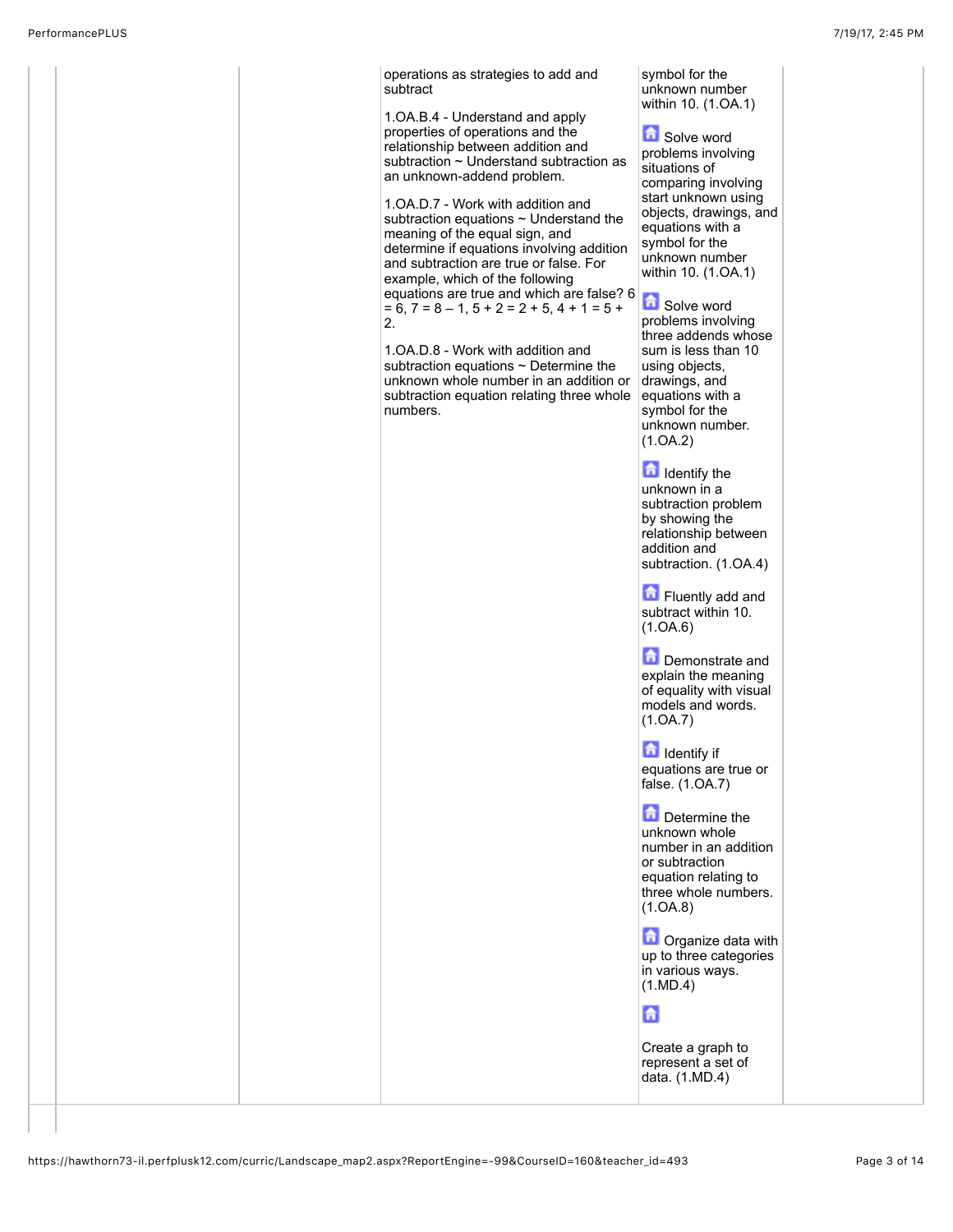| | | | | | |
|---|---|---|---|---|---|
| | | | operations as strategies to add and subtract<br><br>1.OA.B.4 - Understand and apply properties of operations and the relationship between addition and subtraction ~ Understand subtraction as an unknown-addend problem.<br><br>1.OA.D.7 - Work with addition and subtraction equations ~ Understand the meaning of the equal sign, and determine if equations involving addition and subtraction are true or false. For example, which of the following equations are true and which are false? 6 = 6, 7 = 8 – 1, 5 + 2 = 2 + 5, 4 + 1 = 5 + 2.<br><br>1.OA.D.8 - Work with addition and subtraction equations ~ Determine the unknown whole number in an addition or subtraction equation relating three whole numbers. | symbol for the unknown number within 10. (1.OA.1)<br><br>Solve word problems involving situations of comparing involving start unknown using objects, drawings, and equations with a symbol for the unknown number within 10. (1.OA.1)<br><br>Solve word problems involving three addends whose sum is less than 10 using objects, drawings, and equations with a symbol for the unknown number. (1.OA.2)<br><br>Identify the unknown in a subtraction problem by showing the relationship between addition and subtraction. (1.OA.4)<br><br>Fluently add and subtract within 10. (1.OA.6)<br><br>Demonstrate and explain the meaning of equality with visual models and words. (1.OA.7)<br><br>Identify if equations are true or false. (1.OA.7)<br><br>Determine the unknown whole number in an addition or subtraction equation relating to three whole numbers. (1.OA.8)<br><br>Organize data with up to three categories in various ways. (1.MD.4)<br><br>Create a graph to represent a set of data. (1.MD.4) | |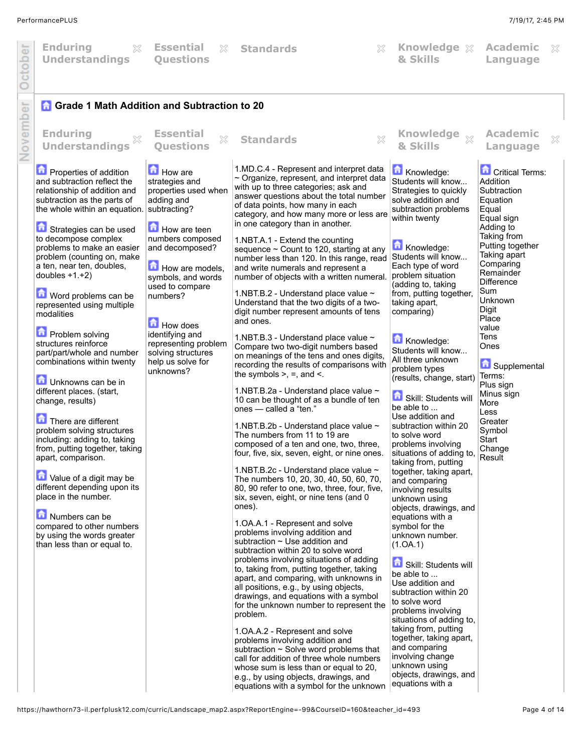| Enduring Understandings | Essential Questions | Standards | Knowledge & Skills | Academic Language |
|---|---|---|---|---|

## Grade 1 Math Addition and Subtraction to 20

| Enduring Understandings | Essential Questions | Standards | Knowledge & Skills | Academic Language |
|---|---|---|---|---|
| Properties of addition and subtraction reflect the relationship of addition and subtraction as the parts of the whole within an equation.<br><br>Strategies can be used to decompose complex problems to make an easier problem (counting on, make a ten, near ten, doubles, doubles +1.+2)<br><br>Word problems can be represented using multiple modalities<br><br>Problem solving structures reinforce part/part/whole and number combinations within twenty<br><br>Unknowns can be in different places. (start, change, results)<br><br>There are different problem solving structures including: adding to, taking from, putting together, taking apart, comparison.<br><br>Value of a digit may be different depending upon its place in the number.<br><br>Numbers can be compared to other numbers by using the words greater than less than or equal to. | How are strategies and properties used when adding and subtracting?<br><br>How are teen numbers composed and decomposed?<br><br>How are models, symbols, and words used to compare numbers?<br><br>How does identifying and representing problem solving structures help us solve for unknowns? | 1.MD.C.4 - Represent and interpret data ~ Organize, represent, and interpret data with up to three categories; ask and answer questions about the total number of data points, how many in each category, and how many more or less are in one category than in another.<br><br>1.NBT.A.1 - Extend the counting sequence ~ Count to 120, starting at any number less than 120. In this range, read and write numerals and represent a number of objects with a written numeral.<br><br>1.NBT.B.2 - Understand place value ~ Understand that the two digits of a two-digit number represent amounts of tens and ones.<br><br>1.NBT.B.3 - Understand place value ~ Compare two two-digit numbers based on meanings of the tens and ones digits, recording the results of comparisons with the symbols >, =, and <.<br><br>1.NBT.B.2a - Understand place value ~ 10 can be thought of as a bundle of ten ones — called a "ten."<br><br>1.NBT.B.2b - Understand place value ~ The numbers from 11 to 19 are composed of a ten and one, two, three, four, five, six, seven, eight, or nine ones.<br><br>1.NBT.B.2c - Understand place value ~ The numbers 10, 20, 30, 40, 50, 60, 70, 80, 90 refer to one, two, three, four, five, six, seven, eight, or nine tens (and 0 ones).<br><br>1.OA.A.1 - Represent and solve problems involving addition and subtraction ~ Use addition and subtraction within 20 to solve word problems involving situations of adding to, taking from, putting together, taking apart, and comparing, with unknowns in all positions, e.g., by using objects, drawings, and equations with a symbol for the unknown number to represent the problem.<br><br>1.OA.A.2 - Represent and solve problems involving addition and subtraction ~ Solve word problems that call for addition of three whole numbers whose sum is less than or equal to 20, e.g., by using objects, drawings, and equations with a symbol for the unknown | Knowledge: Students will know... Strategies to quickly solve addition and subtraction problems within twenty<br><br>Knowledge: Students will know... Each type of word problem situation (adding to, taking from, putting together, taking apart, comparing)<br><br>Knowledge: Students will know... All three unknown problem types (results, change, start)<br><br>Skill: Students will be able to ... Use addition and subtraction within 20 to solve word problems involving situations of adding to, taking from, putting together, taking apart, and comparing involving results unknown using objects, drawings, and equations with a symbol for the unknown number. (1.OA.1)<br><br>Skill: Students will be able to ... Use addition and subtraction within 20 to solve word problems involving situations of adding to, taking from, putting together, taking apart, and comparing involving change unknown using objects, drawings, and equations with a | Critical Terms:<br>Addition<br>Subtraction<br>Equation<br>Equal<br>Equal sign<br>Adding to<br>Taking from<br>Putting together<br>Taking apart<br>Comparing<br>Remainder<br>Difference<br>Sum<br>Unknown<br>Digit<br>Place value<br>Tens<br>Ones<br><br>Supplemental Terms:<br>Plus sign<br>Minus sign<br>More<br>Less<br>Greater<br>Symbol<br>Start<br>Change<br>Result |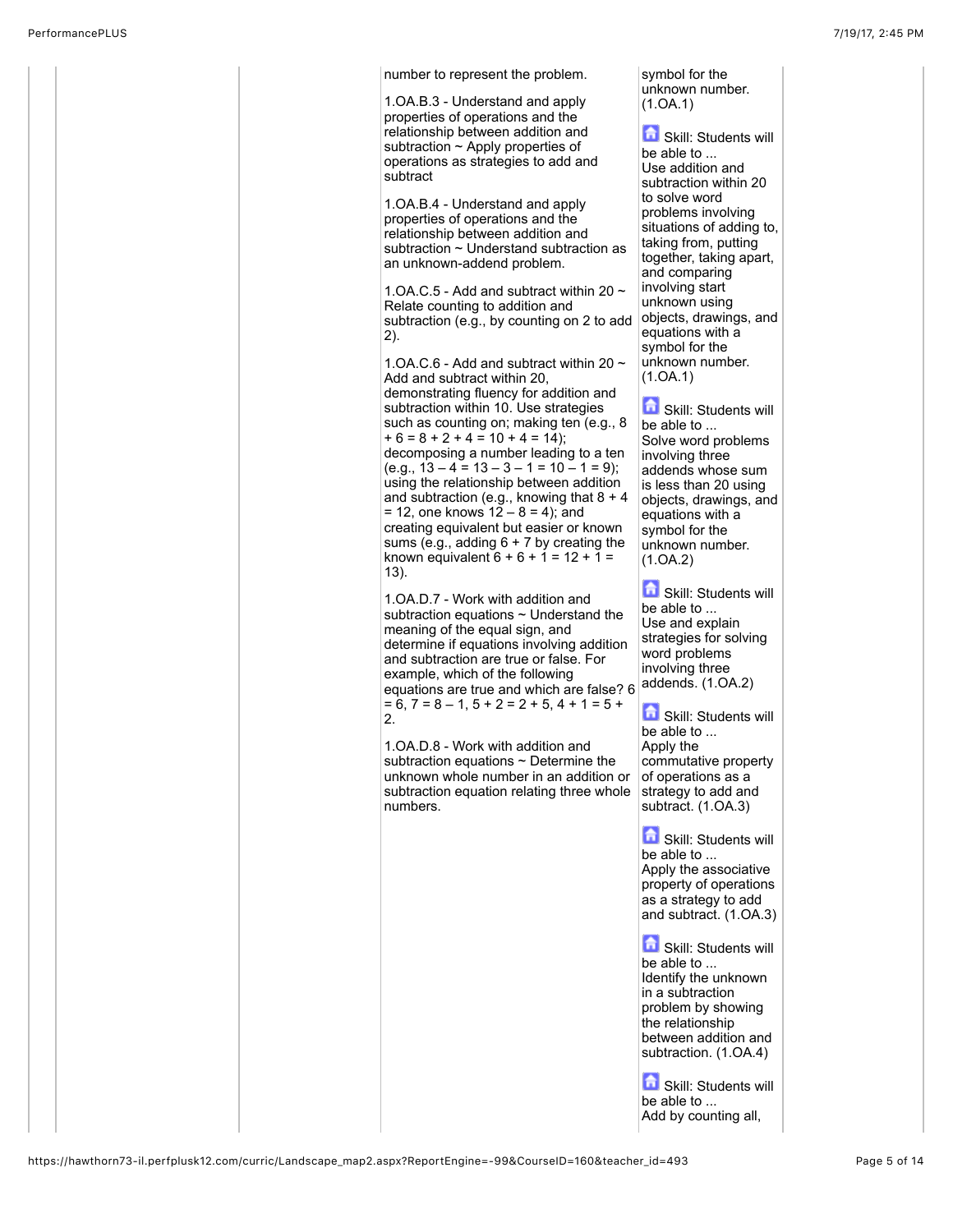| | | | | |
|---|---|---|---|---|
| | | | number to represent the problem.<br><br>1.OA.B.3 - Understand and apply properties of operations and the relationship between addition and subtraction ~ Apply properties of operations as strategies to add and subtract<br><br>1.OA.B.4 - Understand and apply properties of operations and the relationship between addition and subtraction ~ Understand subtraction as an unknown-addend problem.<br><br>1.OA.C.5 - Add and subtract within 20 ~ Relate counting to addition and subtraction (e.g., by counting on 2 to add 2).<br><br>1.OA.C.6 - Add and subtract within 20 ~ Add and subtract within 20, demonstrating fluency for addition and subtraction within 10. Use strategies such as counting on; making ten (e.g., 8 + 6 = 8 + 2 + 4 = 10 + 4 = 14); decomposing a number leading to a ten (e.g., 13 – 4 = 13 – 3 – 1 = 10 – 1 = 9); using the relationship between addition and subtraction (e.g., knowing that 8 + 4 = 12, one knows 12 – 8 = 4); and creating equivalent but easier or known sums (e.g., adding 6 + 7 by creating the known equivalent 6 + 6 + 1 = 12 + 1 = 13).<br><br>1.OA.D.7 - Work with addition and subtraction equations ~ Understand the meaning of the equal sign, and determine if equations involving addition and subtraction are true or false. For example, which of the following equations are true and which are false? 6 = 6, 7 = 8 – 1, 5 + 2 = 2 + 5, 4 + 1 = 5 + 2.<br><br>1.OA.D.8 - Work with addition and subtraction equations ~ Determine the unknown whole number in an addition or subtraction equation relating three whole numbers. | symbol for the unknown number. (1.OA.1)<br><br>Skill: Students will be able to ... Use addition and subtraction within 20 to solve word problems involving situations of adding to, taking from, putting together, taking apart, and comparing involving start unknown using objects, drawings, and equations with a symbol for the unknown number. (1.OA.1)<br><br>Skill: Students will be able to ... Solve word problems involving three addends whose sum is less than 20 using objects, drawings, and equations with a symbol for the unknown number. (1.OA.2)<br><br>Skill: Students will be able to ... Use and explain strategies for solving word problems involving three addends. (1.OA.2)<br><br>Skill: Students will be able to ... Apply the commutative property of operations as a strategy to add and subtract. (1.OA.3)<br><br>Skill: Students will be able to ... Apply the associative property of operations as a strategy to add and subtract. (1.OA.3)<br><br>Skill: Students will be able to ... Identify the unknown in a subtraction problem by showing the relationship between addition and subtraction. (1.OA.4)<br><br>Skill: Students will be able to ... Add by counting all, | |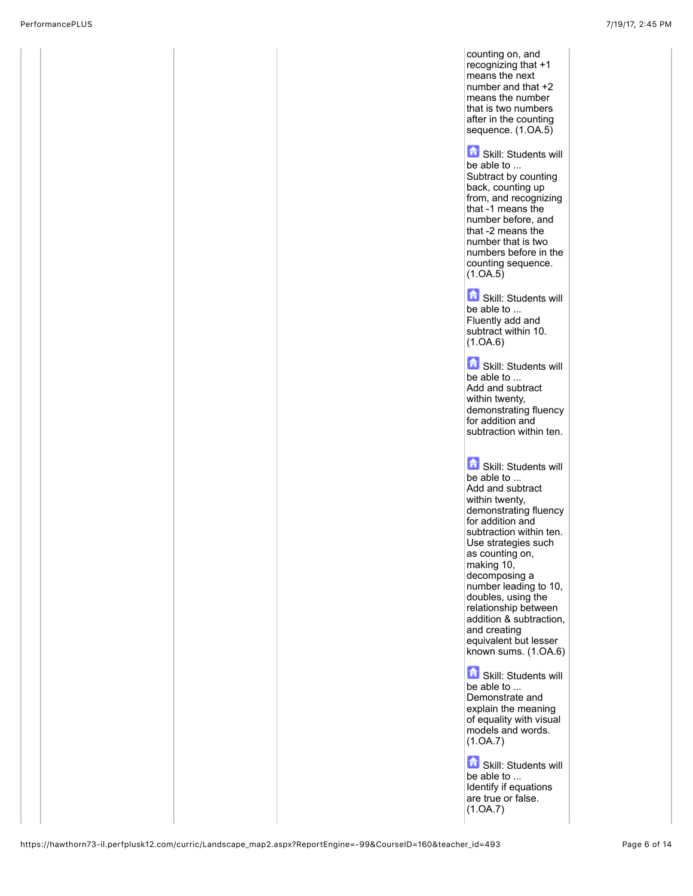counting on, and recognizing that +1 means the next number and that +2 means the number that is two numbers after in the counting sequence. (1.OA.5)

Skill: Students will be able to ...
Subtract by counting back, counting up from, and recognizing that -1 means the number before, and that -2 means the number that is two numbers before in the counting sequence. (1.OA.5)

Skill: Students will be able to ...
Fluently add and subtract within 10. (1.OA.6)

Skill: Students will be able to ...
Add and subtract within twenty, demonstrating fluency for addition and subtraction within ten.

Skill: Students will be able to ...
Add and subtract within twenty, demonstrating fluency for addition and subtraction within ten. Use strategies such as counting on, making 10, decomposing a number leading to 10, doubles, using the relationship between addition & subtraction, and creating equivalent but lesser known sums. (1.OA.6)

Skill: Students will be able to ...
Demonstrate and explain the meaning of equality with visual models and words. (1.OA.7)

Skill: Students will be able to ...
Identify if equations are true or false. (1.OA.7)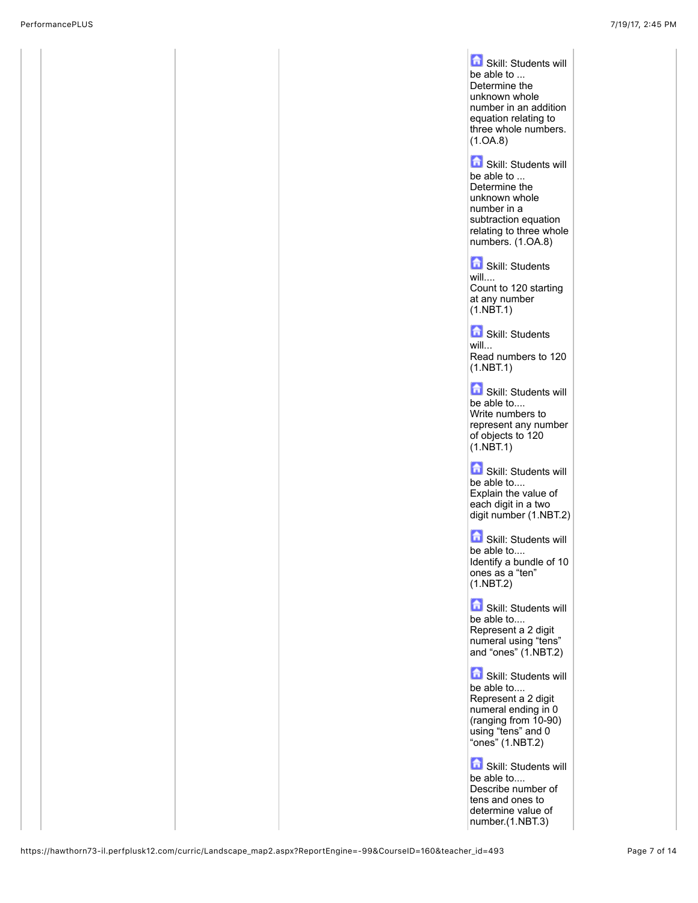Skill: Students will be able to ...
Determine the unknown whole number in an addition equation relating to three whole numbers. (1.OA.8)

Skill: Students will be able to ...
Determine the unknown whole number in a subtraction equation relating to three whole numbers. (1.OA.8)

Skill: Students will....
Count to 120 starting at any number (1.NBT.1)

Skill: Students will...
Read numbers to 120 (1.NBT.1)

Skill: Students will be able to....
Write numbers to represent any number of objects to 120 (1.NBT.1)

Skill: Students will be able to....
Explain the value of each digit in a two digit number (1.NBT.2)

Skill: Students will be able to....
Identify a bundle of 10 ones as a "ten" (1.NBT.2)

Skill: Students will be able to....
Represent a 2 digit numeral using "tens" and "ones" (1.NBT.2)

Skill: Students will be able to....
Represent a 2 digit numeral ending in 0 (ranging from 10-90) using "tens" and 0 "ones" (1.NBT.2)

Skill: Students will be able to....
Describe number of tens and ones to determine value of number.(1.NBT.3)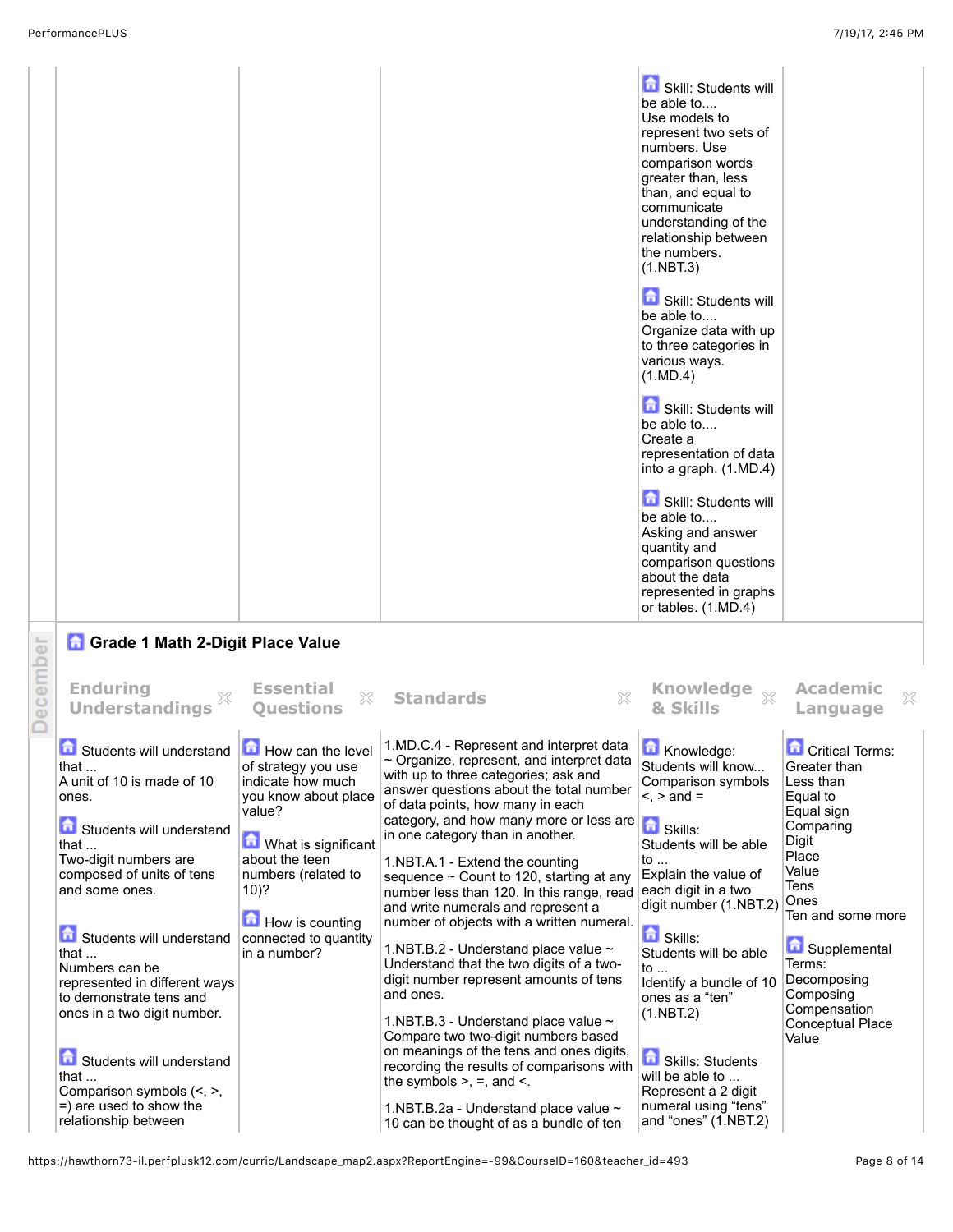| | | | | | |
|---|---|---|---|---|---|
| | | | | Skill: Students will be able to.... Use models to represent two sets of numbers. Use comparison words greater than, less than, and equal to communicate understanding of the relationship between the numbers. (1.NBT.3)<br><br>Skill: Students will be able to.... Organize data with up to three categories in various ways. (1.MD.4)<br><br>Skill: Students will be able to.... Create a representation of data into a graph. (1.MD.4)<br><br>Skill: Students will be able to.... Asking and answer quantity and comparison questions about the data represented in graphs or tables. (1.MD.4) | |

December

## Grade 1 Math 2-Digit Place Value

| Enduring Understandings | Essential Questions | Standards | Knowledge & Skills | Academic Language |
|---|---|---|---|---|
| Students will understand that ... A unit of 10 is made of 10 ones.<br><br>Students will understand that ... Two-digit numbers are composed of units of tens and some ones.<br><br>Students will understand that ... Numbers can be represented in different ways to demonstrate tens and ones in a two digit number.<br><br>Students will understand that ... Comparison symbols (<, >, =) are used to show the relationship between | How can the level of strategy you use indicate how much you know about place value?<br><br>What is significant about the teen numbers (related to 10)?<br><br>How is counting connected to quantity in a number? | 1.MD.C.4 - Represent and interpret data ~ Organize, represent, and interpret data with up to three categories; ask and answer questions about the total number of data points, how many in each category, and how many more or less are in one category than in another.<br><br>1.NBT.A.1 - Extend the counting sequence ~ Count to 120, starting at any number less than 120. In this range, read and write numerals and represent a number of objects with a written numeral.<br><br>1.NBT.B.2 - Understand place value ~ Understand that the two digits of a two-digit number represent amounts of tens and ones.<br><br>1.NBT.B.3 - Understand place value ~ Compare two two-digit numbers based on meanings of the tens and ones digits, recording the results of comparisons with the symbols >, =, and <.<br><br>1.NBT.B.2a - Understand place value ~ 10 can be thought of as a bundle of ten | Knowledge: Students will know... Comparison symbols <, > and =<br><br>Skills: Students will be able to ... Explain the value of each digit in a two digit number (1.NBT.2)<br><br>Skills: Students will be able to ... Identify a bundle of 10 ones as a "ten" (1.NBT.2)<br><br>Skills: Students will be able to ... Represent a 2 digit numeral using "tens" and "ones" (1.NBT.2) | Critical Terms: Greater than Less than Equal to Equal sign Comparing Digit Place Value Tens Ones Ten and some more<br><br>Supplemental Terms: Decomposing Composing Compensation Conceptual Place Value |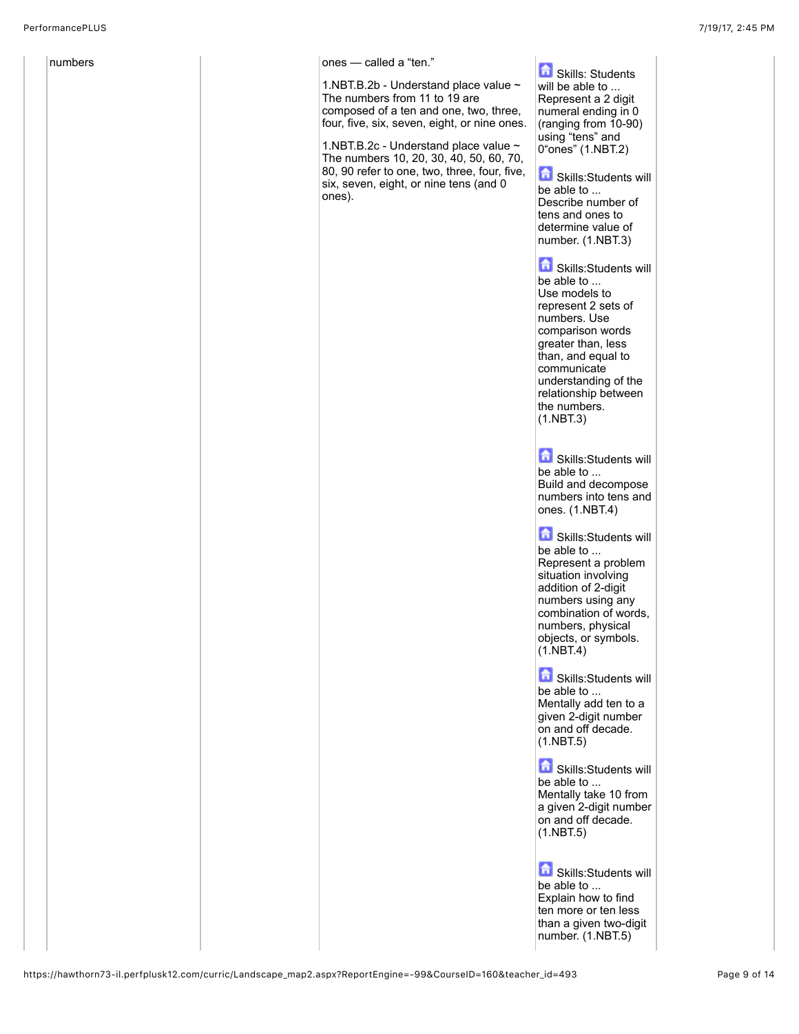| | | | | | |
|---|---|---|---|---|---|
| numbers | | | ones — called a "ten."<br><br>1.NBT.B.2b - Understand place value ~ The numbers from 11 to 19 are composed of a ten and one, two, three, four, five, six, seven, eight, or nine ones.<br><br>1.NBT.B.2c - Understand place value ~ The numbers 10, 20, 30, 40, 50, 60, 70, 80, 90 refer to one, two, three, four, five, six, seven, eight, or nine tens (and 0 ones). | Skills: Students will be able to ... Represent a 2 digit numeral ending in 0 (ranging from 10-90) using "tens" and 0"ones" (1.NBT.2)<br><br>Skills:Students will be able to ... Describe number of tens and ones to determine value of number. (1.NBT.3)<br><br>Skills:Students will be able to ... Use models to represent 2 sets of numbers. Use comparison words greater than, less than, and equal to communicate understanding of the relationship between the numbers. (1.NBT.3)<br><br>Skills:Students will be able to ... Build and decompose numbers into tens and ones. (1.NBT.4)<br><br>Skills:Students will be able to ... Represent a problem situation involving addition of 2-digit numbers using any combination of words, numbers, physical objects, or symbols. (1.NBT.4)<br><br>Skills:Students will be able to ... Mentally add ten to a given 2-digit number on and off decade. (1.NBT.5)<br><br>Skills:Students will be able to ... Mentally take 10 from a given 2-digit number on and off decade. (1.NBT.5)<br><br>Skills:Students will be able to ... Explain how to find ten more or ten less than a given two-digit number. (1.NBT.5) | |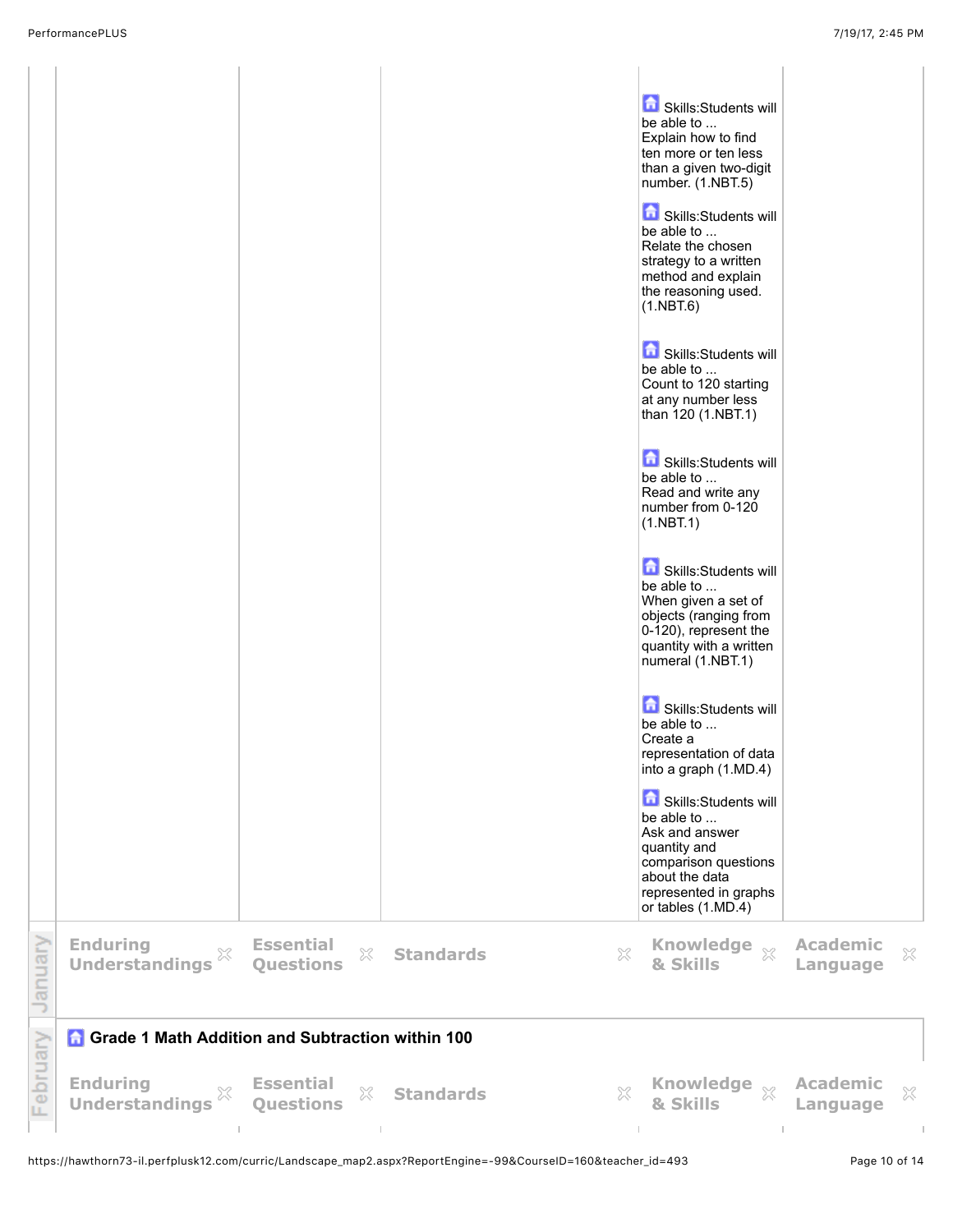| | | | Knowledge & Skills | |
|---|---|---|---|---|
| | | | Skills:Students will be able to ... Explain how to find ten more or ten less than a given two-digit number. (1.NBT.5)<br><br>Skills:Students will be able to ... Relate the chosen strategy to a written method and explain the reasoning used. (1.NBT.6)<br><br>Skills:Students will be able to ... Count to 120 starting at any number less than 120 (1.NBT.1)<br><br>Skills:Students will be able to ... Read and write any number from 0-120 (1.NBT.1)<br><br>Skills:Students will be able to ... When given a set of objects (ranging from 0-120), represent the quantity with a written numeral (1.NBT.1)<br><br>Skills:Students will be able to ... Create a representation of data into a graph (1.MD.4)<br><br>Skills:Students will be able to ... Ask and answer quantity and comparison questions about the data represented in graphs or tables (1.MD.4) | |

## January

| Enduring Understandings | Essential Questions | Standards | Knowledge & Skills | Academic Language |
|---|---|---|---|---|

## February

### Grade 1 Math Addition and Subtraction within 100

| Enduring Understandings | Essential Questions | Standards | Knowledge & Skills | Academic Language |
|---|---|---|---|---|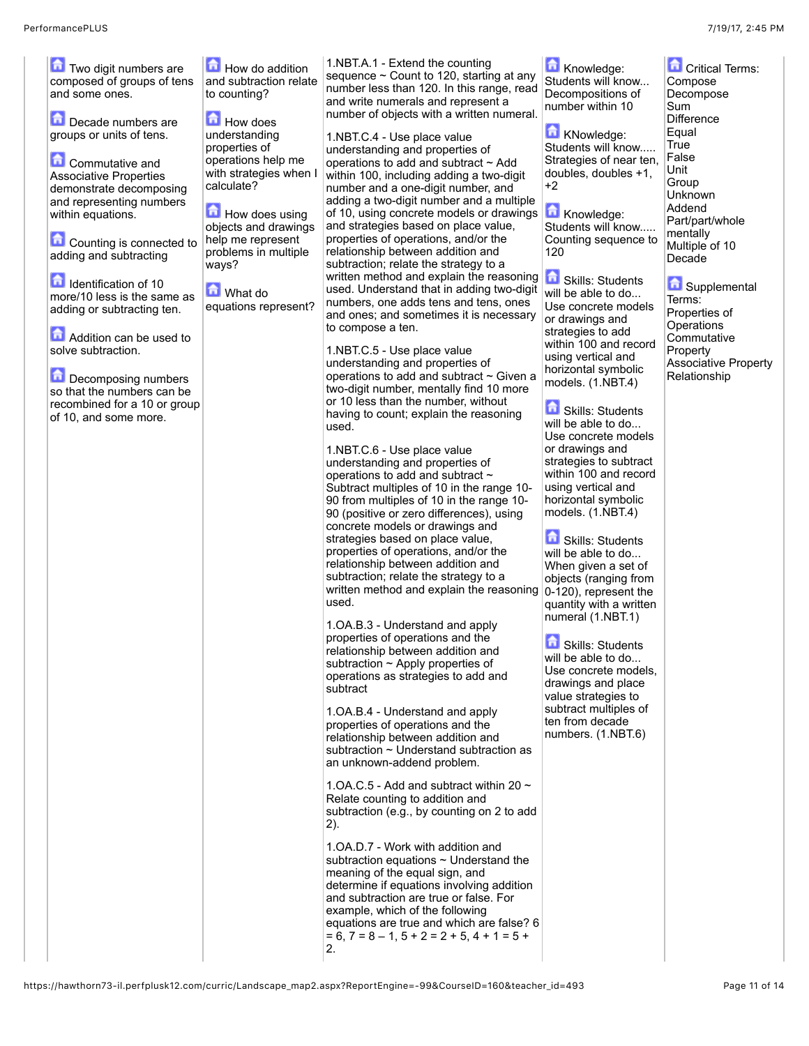| | | | | |
|---|---|---|---|---|
| Two digit numbers are composed of groups of tens and some ones.<br><br>Decade numbers are groups or units of tens.<br><br>Commutative and Associative Properties demonstrate decomposing and representing numbers within equations.<br><br>Counting is connected to adding and subtracting<br><br>Identification of 10 more/10 less is the same as adding or subtracting ten.<br><br>Addition can be used to solve subtraction.<br><br>Decomposing numbers so that the numbers can be recombined for a 10 or group of 10, and some more. | How do addition and subtraction relate to counting?<br><br>How does understanding properties of operations help me with strategies when I calculate?<br><br>How does using objects and drawings help me represent problems in multiple ways?<br><br>What do equations represent? | 1.NBT.A.1 - Extend the counting sequence ~ Count to 120, starting at any number less than 120. In this range, read and write numerals and represent a number of objects with a written numeral.<br><br>1.NBT.C.4 - Use place value understanding and properties of operations to add and subtract ~ Add within 100, including adding a two-digit number and a one-digit number, and adding a two-digit number and a multiple of 10, using concrete models or drawings and strategies based on place value, properties of operations, and/or the relationship between addition and subtraction; relate the strategy to a written method and explain the reasoning used. Understand that in adding two-digit numbers, one adds tens and tens, ones and ones; and sometimes it is necessary to compose a ten.<br><br>1.NBT.C.5 - Use place value understanding and properties of operations to add and subtract ~ Given a two-digit number, mentally find 10 more or 10 less than the number, without having to count; explain the reasoning used.<br><br>1.NBT.C.6 - Use place value understanding and properties of operations to add and subtract ~ Subtract multiples of 10 in the range 10-90 from multiples of 10 in the range 10-90 (positive or zero differences), using concrete models or drawings and strategies based on place value, properties of operations, and/or the relationship between addition and subtraction; relate the strategy to a written method and explain the reasoning used.<br><br>1.OA.B.3 - Understand and apply properties of operations and the relationship between addition and subtraction ~ Apply properties of operations as strategies to add and subtract<br><br>1.OA.B.4 - Understand and apply properties of operations and the relationship between addition and subtraction ~ Understand subtraction as an unknown-addend problem.<br><br>1.OA.C.5 - Add and subtract within 20 ~ Relate counting to addition and subtraction (e.g., by counting on 2 to add 2).<br><br>1.OA.D.7 - Work with addition and subtraction equations ~ Understand the meaning of the equal sign, and determine if equations involving addition and subtraction are true or false. For example, which of the following equations are true and which are false? 6 = 6, 7 = 8 – 1, 5 + 2 = 2 + 5, 4 + 1 = 5 + 2. | Knowledge: Students will know... Decompositions of number within 10<br><br>KNowledge: Students will know..... Strategies of near ten, doubles, doubles +1, +2<br><br>Knowledge: Students will know..... Counting sequence to 120<br><br>Skills: Students will be able to do... Use concrete models or drawings and strategies to add within 100 and record using vertical and horizontal symbolic models. (1.NBT.4)<br><br>Skills: Students will be able to do... Use concrete models or drawings and strategies to subtract within 100 and record using vertical and horizontal symbolic models. (1.NBT.4)<br><br>Skills: Students will be able to do... When given a set of objects (ranging from 0-120), represent the quantity with a written numeral (1.NBT.1)<br><br>Skills: Students will be able to do... Use concrete models, drawings and place value strategies to subtract multiples of ten from decade numbers. (1.NBT.6) | Critical Terms:<br>Compose<br>Decompose<br>Sum<br>Difference<br>Equal<br>True<br>False<br>Unit<br>Group<br>Unknown<br>Addend<br>Part/part/whole<br>mentally<br>Multiple of 10<br>Decade<br><br>Supplemental Terms:<br>Properties of Operations<br>Commutative Property<br>Associative Property<br>Relationship |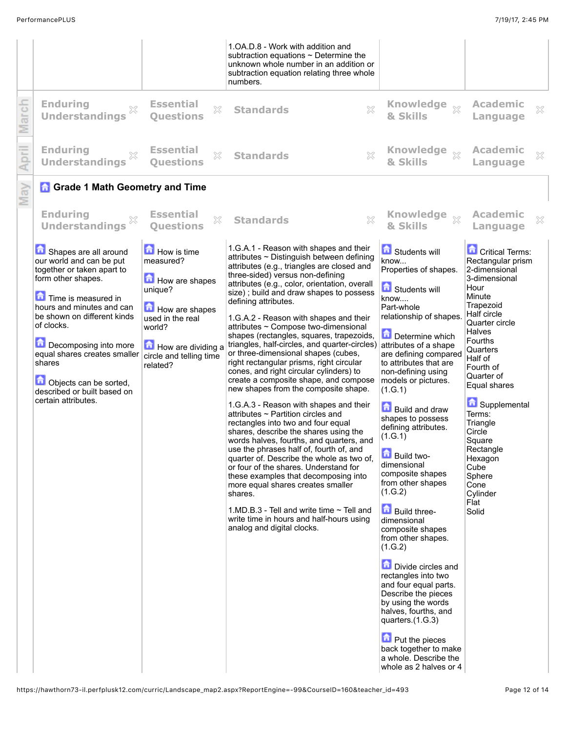| | | | | |
|---|---|---|---|---|
| | | 1.OA.D.8 - Work with addition and subtraction equations ~ Determine the unknown whole number in an addition or subtraction equation relating three whole numbers. | | |

**March**

| Enduring Understandings | Essential Questions | Standards | Knowledge & Skills | Academic Language |
|---|---|---|---|---|

**April**

| Enduring Understandings | Essential Questions | Standards | Knowledge & Skills | Academic Language |
|---|---|---|---|---|

**May**

### Grade 1 Math Geometry and Time

| Enduring Understandings | Essential Questions | Standards | Knowledge & Skills | Academic Language |
|---|---|---|---|---|
| Shapes are all around our world and can be put together or taken apart to form other shapes.<br><br>Time is measured in hours and minutes and can be shown on different kinds of clocks.<br><br>Decomposing into more equal shares creates smaller shares<br><br>Objects can be sorted, described or built based on certain attributes. | How is time measured?<br><br>How are shapes unique?<br><br>How are shapes used in the real world?<br><br>How are dividing a circle and telling time related? | 1.G.A.1 - Reason with shapes and their attributes ~ Distinguish between defining attributes (e.g., triangles are closed and three-sided) versus non-defining attributes (e.g., color, orientation, overall size) ; build and draw shapes to possess defining attributes.<br><br>1.G.A.2 - Reason with shapes and their attributes ~ Compose two-dimensional shapes (rectangles, squares, trapezoids, triangles, half-circles, and quarter-circles) or three-dimensional shapes (cubes, right rectangular prisms, right circular cones, and right circular cylinders) to create a composite shape, and compose new shapes from the composite shape.<br><br>1.G.A.3 - Reason with shapes and their attributes ~ Partition circles and rectangles into two and four equal shares, describe the shares using the words halves, fourths, and quarters, and use the phrases half of, fourth of, and quarter of. Describe the whole as two of, or four of the shares. Understand for these examples that decomposing into more equal shares creates smaller shares.<br><br>1.MD.B.3 - Tell and write time ~ Tell and write time in hours and half-hours using analog and digital clocks. | Students will know... Properties of shapes.<br><br>Students will know.... Part-whole relationship of shapes.<br><br>Determine which attributes of a shape are defining compared to attributes that are non-defining using models or pictures. (1.G.1)<br><br>Build and draw shapes to possess defining attributes. (1.G.1)<br><br>Build two-dimensional composite shapes from other shapes (1.G.2)<br><br>Build three-dimensional composite shapes from other shapes. (1.G.2)<br><br>Divide circles and rectangles into two and four equal parts. Describe the pieces by using the words halves, fourths, and quarters.(1.G.3)<br><br>Put the pieces back together to make a whole. Describe the whole as 2 halves or 4 | Critical Terms:<br>Rectangular prism<br>2-dimensional<br>3-dimensional<br>Hour<br>Minute<br>Trapezoid<br>Half circle<br>Quarter circle<br>Halves<br>Fourths<br>Quarters<br>Half of<br>Fourth of<br>Quarter of<br>Equal shares<br><br>Supplemental Terms:<br>Triangle<br>Circle<br>Square<br>Rectangle<br>Hexagon<br>Cube<br>Sphere<br>Cone<br>Cylinder<br>Flat<br>Solid |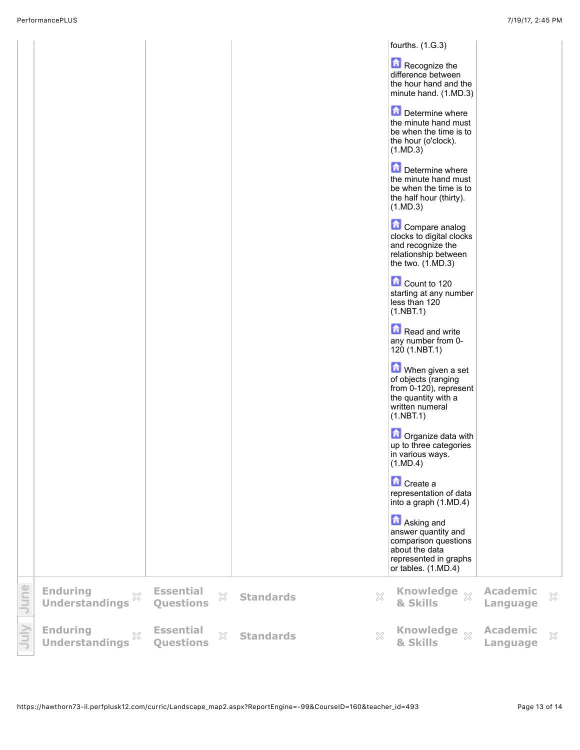| | | | | | |
|---|---|---|---|---|---|
| | | | | fourths. (1.G.3)<br><br>Recognize the difference between the hour hand and the minute hand. (1.MD.3)<br><br>Determine where the minute hand must be when the time is to the hour (o'clock). (1.MD.3)<br><br>Determine where the minute hand must be when the time is to the half hour (thirty). (1.MD.3)<br><br>Compare analog clocks to digital clocks and recognize the relationship between the two. (1.MD.3)<br><br>Count to 120 starting at any number less than 120 (1.NBT.1)<br><br>Read and write any number from 0-120 (1.NBT.1)<br><br>When given a set of objects (ranging from 0-120), represent the quantity with a written numeral (1.NBT.1)<br><br>Organize data with up to three categories in various ways. (1.MD.4)<br><br>Create a representation of data into a graph (1.MD.4)<br><br>Asking and answer quantity and comparison questions about the data represented in graphs or tables. (1.MD.4) | |
| June | Enduring Understandings | Essential Questions | Standards | Knowledge & Skills | Academic Language |
| July | Enduring Understandings | Essential Questions | Standards | Knowledge & Skills | Academic Language |